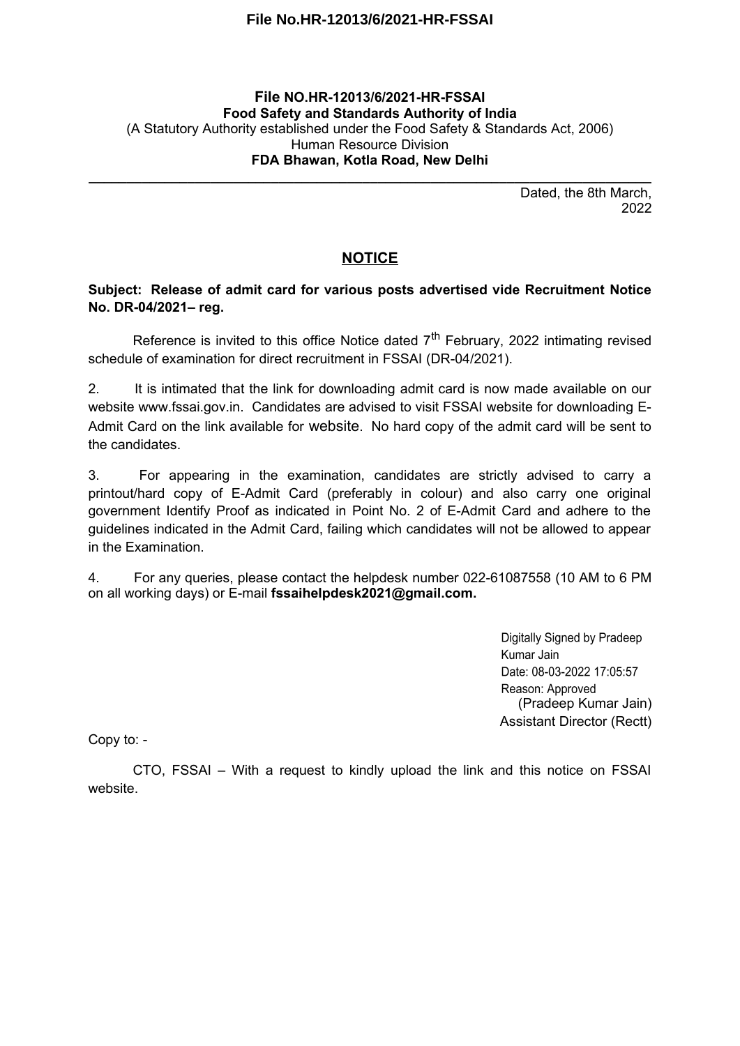**File NO.HR-12013/6/2021-HR-FSSAI**
**Food Safety and Standards Authority of India**
(A Statutory Authority established under the Food Safety & Standards Act, 2006)
Human Resource Division
**FDA Bhawan, Kotla Road, New Delhi**

---

Dated, the 8th March, 2022

## NOTICE

**Subject: Release of admit card for various posts advertised vide Recruitment Notice No. DR-04/2021– reg.**

Reference is invited to this office Notice dated 7th February, 2022 intimating revised schedule of examination for direct recruitment in FSSAI (DR-04/2021).

2. It is intimated that the link for downloading admit card is now made available on our website www.fssai.gov.in. Candidates are advised to visit FSSAI website for downloading E-Admit Card on the link available for website. No hard copy of the admit card will be sent to the candidates.

3. For appearing in the examination, candidates are strictly advised to carry a printout/hard copy of E-Admit Card (preferably in colour) and also carry one original government Identify Proof as indicated in Point No. 2 of E-Admit Card and adhere to the guidelines indicated in the Admit Card, failing which candidates will not be allowed to appear in the Examination.

4. For any queries, please contact the helpdesk number 022-61087558 (10 AM to 6 PM on all working days) or E-mail **fssaihelpdesk2021@gmail.com.**

Digitally Signed by Pradeep Kumar Jain
Date: 08-03-2022 17:05:57
Reason: Approved
(Pradeep Kumar Jain)
Assistant Director (Rectt)

Copy to: -

CTO, FSSAI – With a request to kindly upload the link and this notice on FSSAI website.